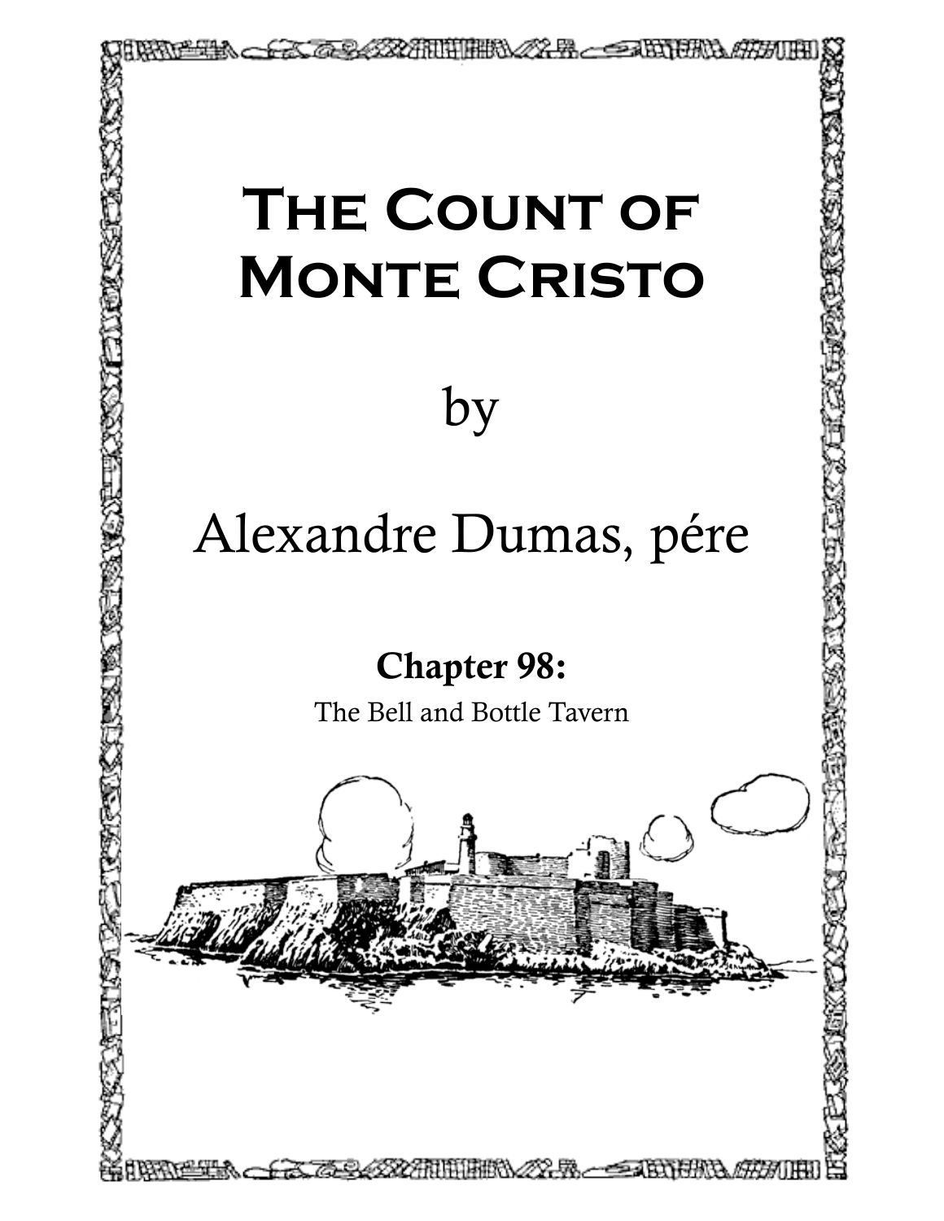# The Count of Monte Cristo

by

Alexandre Dumas, pére

## Chapter 98:

The Bell and Bottle Tavern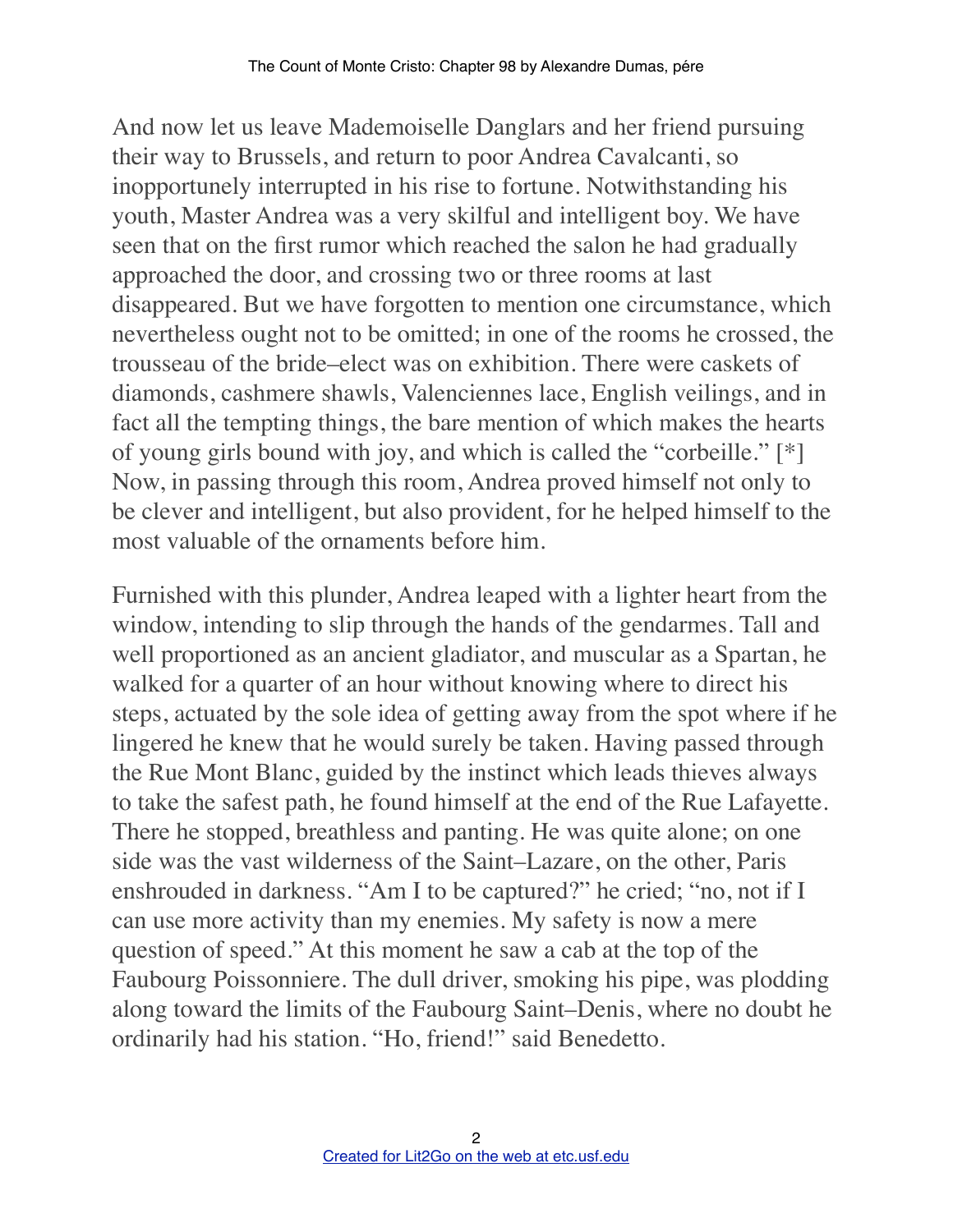And now let us leave Mademoiselle Danglars and her friend pursuing their way to Brussels, and return to poor Andrea Cavalcanti, so inopportunely interrupted in his rise to fortune. Notwithstanding his youth, Master Andrea was a very skilful and intelligent boy. We have seen that on the first rumor which reached the salon he had gradually approached the door, and crossing two or three rooms at last disappeared. But we have forgotten to mention one circumstance, which nevertheless ought not to be omitted; in one of the rooms he crossed, the trousseau of the bride–elect was on exhibition. There were caskets of diamonds, cashmere shawls, Valenciennes lace, English veilings, and in fact all the tempting things, the bare mention of which makes the hearts of young girls bound with joy, and which is called the "corbeille." [*] Now, in passing through this room, Andrea proved himself not only to be clever and intelligent, but also provident, for he helped himself to the most valuable of the ornaments before him.

Furnished with this plunder, Andrea leaped with a lighter heart from the window, intending to slip through the hands of the gendarmes. Tall and well proportioned as an ancient gladiator, and muscular as a Spartan, he walked for a quarter of an hour without knowing where to direct his steps, actuated by the sole idea of getting away from the spot where if he lingered he knew that he would surely be taken. Having passed through the Rue Mont Blanc, guided by the instinct which leads thieves always to take the safest path, he found himself at the end of the Rue Lafayette. There he stopped, breathless and panting. He was quite alone; on one side was the vast wilderness of the Saint–Lazare, on the other, Paris enshrouded in darkness. "Am I to be captured?" he cried; "no, not if I can use more activity than my enemies. My safety is now a mere question of speed." At this moment he saw a cab at the top of the Faubourg Poissonniere. The dull driver, smoking his pipe, was plodding along toward the limits of the Faubourg Saint–Denis, where no doubt he ordinarily had his station. "Ho, friend!" said Benedetto.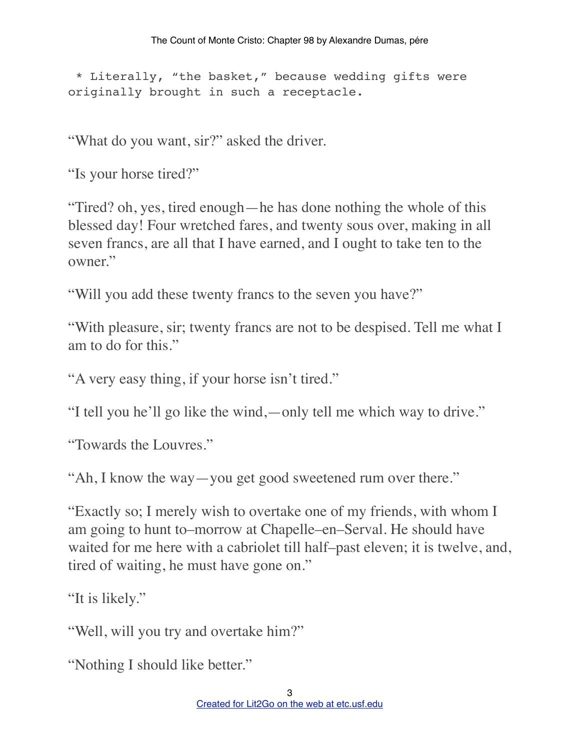* Literally, "the basket," because wedding gifts were originally brought in such a receptacle.

"What do you want, sir?" asked the driver.

"Is your horse tired?"

"Tired? oh, yes, tired enough—he has done nothing the whole of this blessed day! Four wretched fares, and twenty sous over, making in all seven francs, are all that I have earned, and I ought to take ten to the owner."

"Will you add these twenty francs to the seven you have?"

"With pleasure, sir; twenty francs are not to be despised. Tell me what I am to do for this."

"A very easy thing, if your horse isn't tired."

"I tell you he'll go like the wind,—only tell me which way to drive."

"Towards the Louvres."

"Ah, I know the way—you get good sweetened rum over there."

"Exactly so; I merely wish to overtake one of my friends, with whom I am going to hunt to–morrow at Chapelle–en–Serval. He should have waited for me here with a cabriolet till half–past eleven; it is twelve, and, tired of waiting, he must have gone on."

"It is likely."

"Well, will you try and overtake him?"

"Nothing I should like better."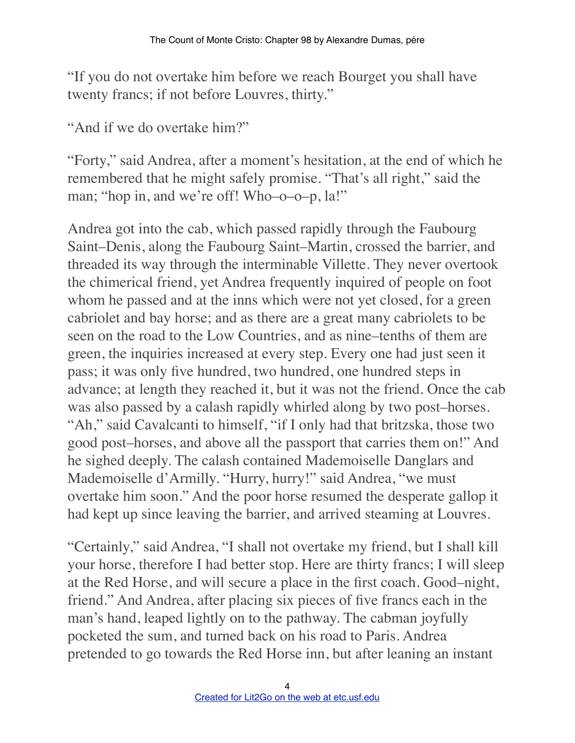"If you do not overtake him before we reach Bourget you shall have twenty francs; if not before Louvres, thirty."

"And if we do overtake him?"

"Forty," said Andrea, after a moment's hesitation, at the end of which he remembered that he might safely promise. "That's all right," said the man; "hop in, and we're off! Who–o–o–p, la!"

Andrea got into the cab, which passed rapidly through the Faubourg Saint–Denis, along the Faubourg Saint–Martin, crossed the barrier, and threaded its way through the interminable Villette. They never overtook the chimerical friend, yet Andrea frequently inquired of people on foot whom he passed and at the inns which were not yet closed, for a green cabriolet and bay horse; and as there are a great many cabriolets to be seen on the road to the Low Countries, and as nine–tenths of them are green, the inquiries increased at every step. Every one had just seen it pass; it was only five hundred, two hundred, one hundred steps in advance; at length they reached it, but it was not the friend. Once the cab was also passed by a calash rapidly whirled along by two post–horses. "Ah," said Cavalcanti to himself, "if I only had that britzska, those two good post–horses, and above all the passport that carries them on!" And he sighed deeply. The calash contained Mademoiselle Danglars and Mademoiselle d'Armilly. "Hurry, hurry!" said Andrea, "we must overtake him soon." And the poor horse resumed the desperate gallop it had kept up since leaving the barrier, and arrived steaming at Louvres.

"Certainly," said Andrea, "I shall not overtake my friend, but I shall kill your horse, therefore I had better stop. Here are thirty francs; I will sleep at the Red Horse, and will secure a place in the first coach. Good–night, friend." And Andrea, after placing six pieces of five francs each in the man's hand, leaped lightly on to the pathway. The cabman joyfully pocketed the sum, and turned back on his road to Paris. Andrea pretended to go towards the Red Horse inn, but after leaning an instant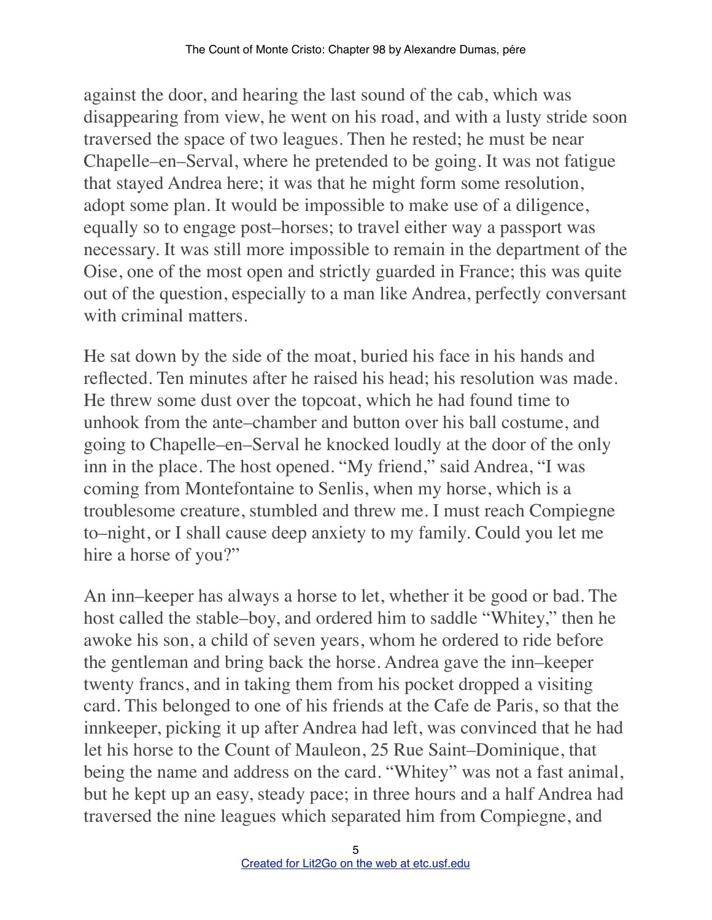against the door, and hearing the last sound of the cab, which was disappearing from view, he went on his road, and with a lusty stride soon traversed the space of two leagues. Then he rested; he must be near Chapelle–en–Serval, where he pretended to be going. It was not fatigue that stayed Andrea here; it was that he might form some resolution, adopt some plan. It would be impossible to make use of a diligence, equally so to engage post–horses; to travel either way a passport was necessary. It was still more impossible to remain in the department of the Oise, one of the most open and strictly guarded in France; this was quite out of the question, especially to a man like Andrea, perfectly conversant with criminal matters.

He sat down by the side of the moat, buried his face in his hands and reflected. Ten minutes after he raised his head; his resolution was made. He threw some dust over the topcoat, which he had found time to unhook from the ante–chamber and button over his ball costume, and going to Chapelle–en–Serval he knocked loudly at the door of the only inn in the place. The host opened. "My friend," said Andrea, "I was coming from Montefontaine to Senlis, when my horse, which is a troublesome creature, stumbled and threw me. I must reach Compiegne to–night, or I shall cause deep anxiety to my family. Could you let me hire a horse of you?"

An inn–keeper has always a horse to let, whether it be good or bad. The host called the stable–boy, and ordered him to saddle "Whitey," then he awoke his son, a child of seven years, whom he ordered to ride before the gentleman and bring back the horse. Andrea gave the inn–keeper twenty francs, and in taking them from his pocket dropped a visiting card. This belonged to one of his friends at the Cafe de Paris, so that the innkeeper, picking it up after Andrea had left, was convinced that he had let his horse to the Count of Mauleon, 25 Rue Saint–Dominique, that being the name and address on the card. "Whitey" was not a fast animal, but he kept up an easy, steady pace; in three hours and a half Andrea had traversed the nine leagues which separated him from Compiegne, and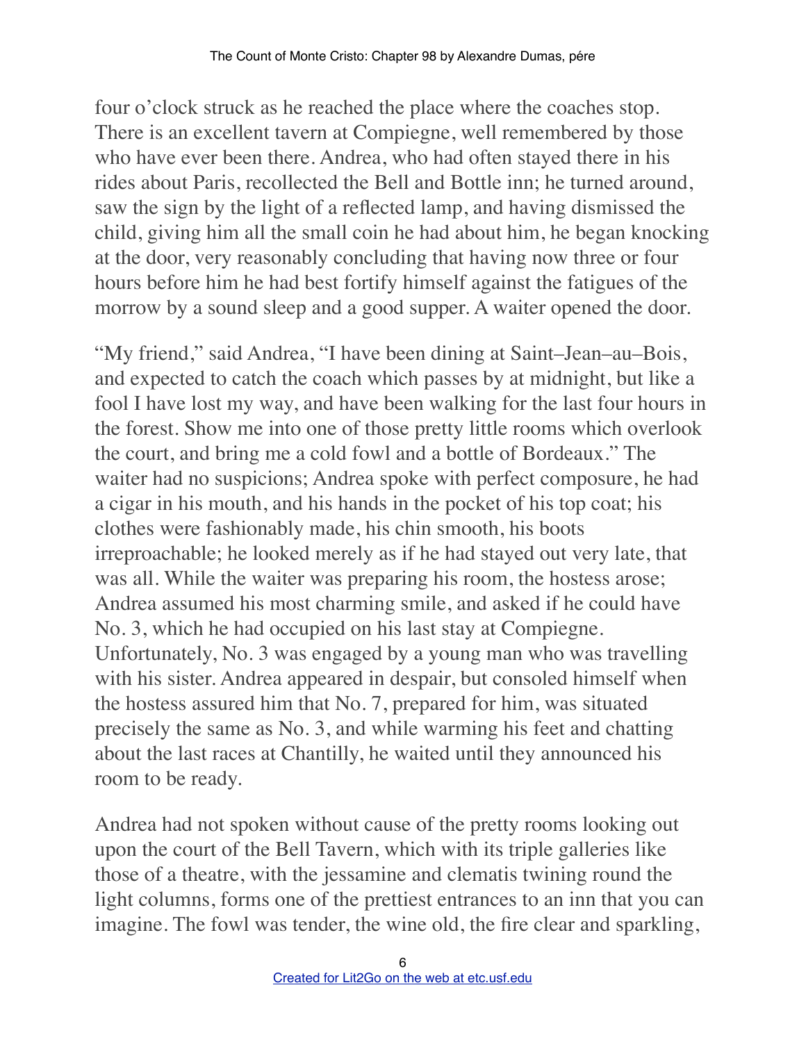four o'clock struck as he reached the place where the coaches stop. There is an excellent tavern at Compiegne, well remembered by those who have ever been there. Andrea, who had often stayed there in his rides about Paris, recollected the Bell and Bottle inn; he turned around, saw the sign by the light of a reflected lamp, and having dismissed the child, giving him all the small coin he had about him, he began knocking at the door, very reasonably concluding that having now three or four hours before him he had best fortify himself against the fatigues of the morrow by a sound sleep and a good supper. A waiter opened the door.

"My friend," said Andrea, "I have been dining at Saint–Jean–au–Bois, and expected to catch the coach which passes by at midnight, but like a fool I have lost my way, and have been walking for the last four hours in the forest. Show me into one of those pretty little rooms which overlook the court, and bring me a cold fowl and a bottle of Bordeaux." The waiter had no suspicions; Andrea spoke with perfect composure, he had a cigar in his mouth, and his hands in the pocket of his top coat; his clothes were fashionably made, his chin smooth, his boots irreproachable; he looked merely as if he had stayed out very late, that was all. While the waiter was preparing his room, the hostess arose; Andrea assumed his most charming smile, and asked if he could have No. 3, which he had occupied on his last stay at Compiegne. Unfortunately, No. 3 was engaged by a young man who was travelling with his sister. Andrea appeared in despair, but consoled himself when the hostess assured him that No. 7, prepared for him, was situated precisely the same as No. 3, and while warming his feet and chatting about the last races at Chantilly, he waited until they announced his room to be ready.

Andrea had not spoken without cause of the pretty rooms looking out upon the court of the Bell Tavern, which with its triple galleries like those of a theatre, with the jessamine and clematis twining round the light columns, forms one of the prettiest entrances to an inn that you can imagine. The fowl was tender, the wine old, the fire clear and sparkling,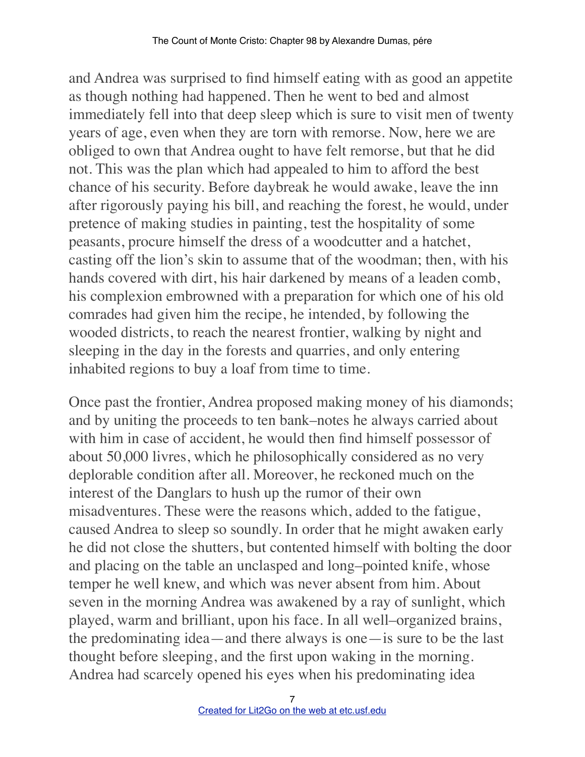and Andrea was surprised to find himself eating with as good an appetite as though nothing had happened. Then he went to bed and almost immediately fell into that deep sleep which is sure to visit men of twenty years of age, even when they are torn with remorse. Now, here we are obliged to own that Andrea ought to have felt remorse, but that he did not. This was the plan which had appealed to him to afford the best chance of his security. Before daybreak he would awake, leave the inn after rigorously paying his bill, and reaching the forest, he would, under pretence of making studies in painting, test the hospitality of some peasants, procure himself the dress of a woodcutter and a hatchet, casting off the lion's skin to assume that of the woodman; then, with his hands covered with dirt, his hair darkened by means of a leaden comb, his complexion embrowned with a preparation for which one of his old comrades had given him the recipe, he intended, by following the wooded districts, to reach the nearest frontier, walking by night and sleeping in the day in the forests and quarries, and only entering inhabited regions to buy a loaf from time to time.

Once past the frontier, Andrea proposed making money of his diamonds; and by uniting the proceeds to ten bank–notes he always carried about with him in case of accident, he would then find himself possessor of about 50,000 livres, which he philosophically considered as no very deplorable condition after all. Moreover, he reckoned much on the interest of the Danglars to hush up the rumor of their own misadventures. These were the reasons which, added to the fatigue, caused Andrea to sleep so soundly. In order that he might awaken early he did not close the shutters, but contented himself with bolting the door and placing on the table an unclasped and long–pointed knife, whose temper he well knew, and which was never absent from him. About seven in the morning Andrea was awakened by a ray of sunlight, which played, warm and brilliant, upon his face. In all well–organized brains, the predominating idea—and there always is one—is sure to be the last thought before sleeping, and the first upon waking in the morning. Andrea had scarcely opened his eyes when his predominating idea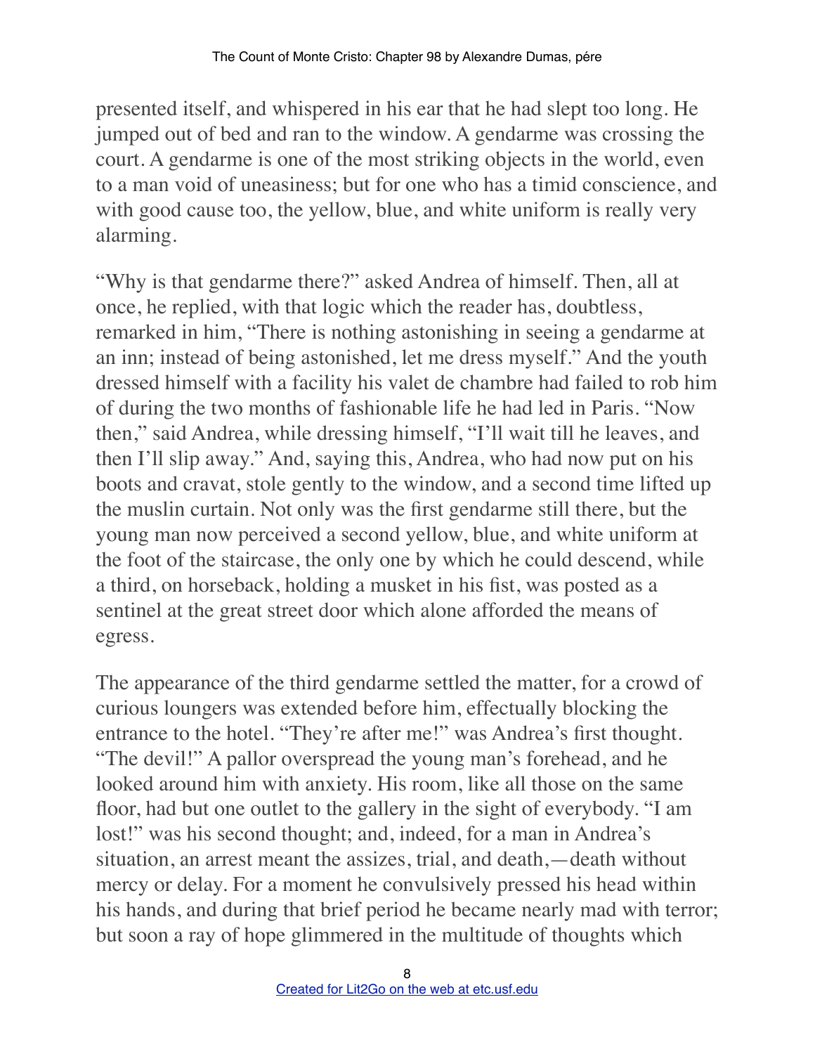presented itself, and whispered in his ear that he had slept too long. He jumped out of bed and ran to the window. A gendarme was crossing the court. A gendarme is one of the most striking objects in the world, even to a man void of uneasiness; but for one who has a timid conscience, and with good cause too, the yellow, blue, and white uniform is really very alarming.

"Why is that gendarme there?" asked Andrea of himself. Then, all at once, he replied, with that logic which the reader has, doubtless, remarked in him, "There is nothing astonishing in seeing a gendarme at an inn; instead of being astonished, let me dress myself." And the youth dressed himself with a facility his valet de chambre had failed to rob him of during the two months of fashionable life he had led in Paris. "Now then," said Andrea, while dressing himself, "I'll wait till he leaves, and then I'll slip away." And, saying this, Andrea, who had now put on his boots and cravat, stole gently to the window, and a second time lifted up the muslin curtain. Not only was the first gendarme still there, but the young man now perceived a second yellow, blue, and white uniform at the foot of the staircase, the only one by which he could descend, while a third, on horseback, holding a musket in his fist, was posted as a sentinel at the great street door which alone afforded the means of egress.

The appearance of the third gendarme settled the matter, for a crowd of curious loungers was extended before him, effectually blocking the entrance to the hotel. "They're after me!" was Andrea's first thought. "The devil!" A pallor overspread the young man's forehead, and he looked around him with anxiety. His room, like all those on the same floor, had but one outlet to the gallery in the sight of everybody. "I am lost!" was his second thought; and, indeed, for a man in Andrea's situation, an arrest meant the assizes, trial, and death,—death without mercy or delay. For a moment he convulsively pressed his head within his hands, and during that brief period he became nearly mad with terror; but soon a ray of hope glimmered in the multitude of thoughts which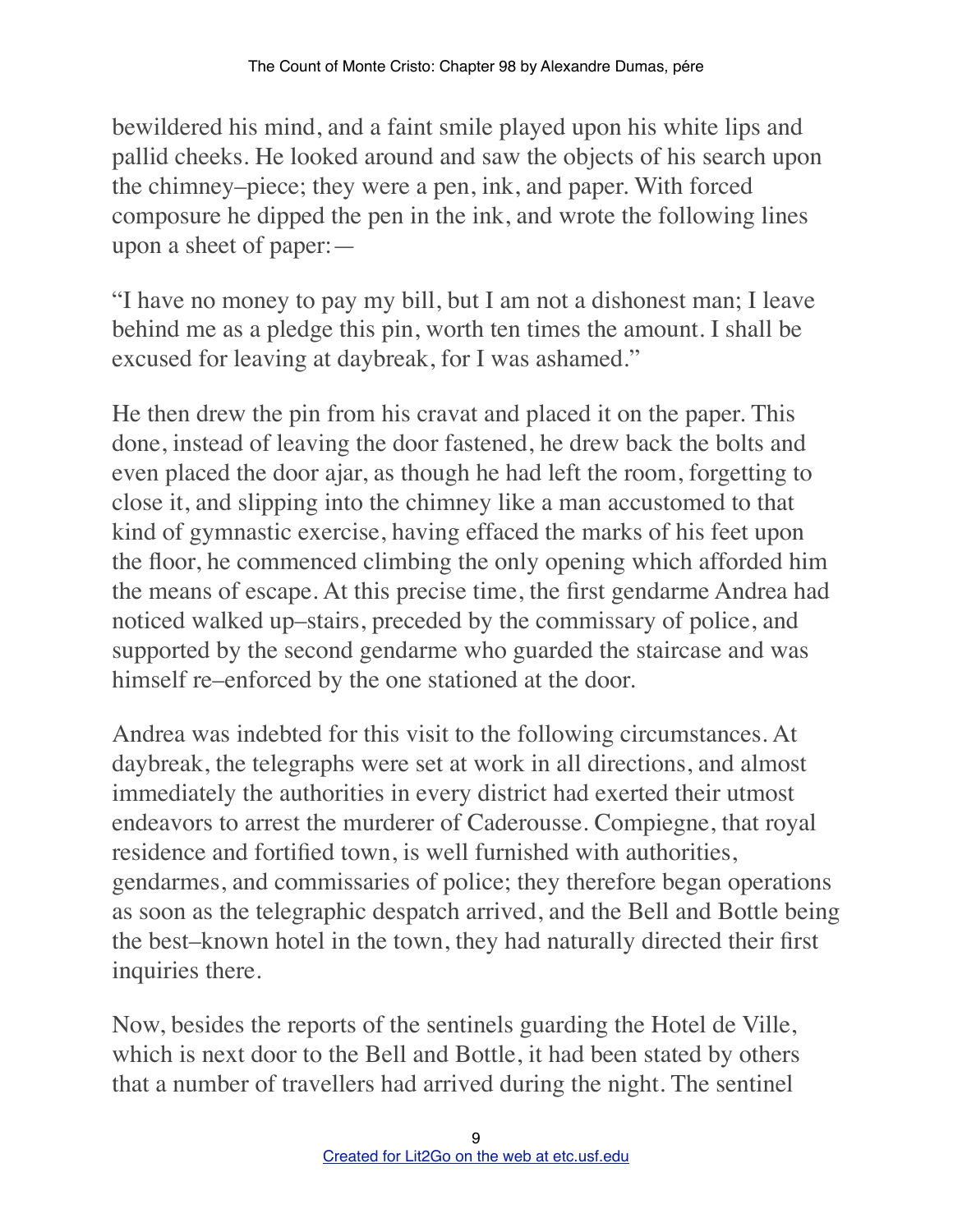bewildered his mind, and a faint smile played upon his white lips and pallid cheeks. He looked around and saw the objects of his search upon the chimney–piece; they were a pen, ink, and paper. With forced composure he dipped the pen in the ink, and wrote the following lines upon a sheet of paper:—

"I have no money to pay my bill, but I am not a dishonest man; I leave behind me as a pledge this pin, worth ten times the amount. I shall be excused for leaving at daybreak, for I was ashamed."

He then drew the pin from his cravat and placed it on the paper. This done, instead of leaving the door fastened, he drew back the bolts and even placed the door ajar, as though he had left the room, forgetting to close it, and slipping into the chimney like a man accustomed to that kind of gymnastic exercise, having effaced the marks of his feet upon the floor, he commenced climbing the only opening which afforded him the means of escape. At this precise time, the first gendarme Andrea had noticed walked up–stairs, preceded by the commissary of police, and supported by the second gendarme who guarded the staircase and was himself re–enforced by the one stationed at the door.

Andrea was indebted for this visit to the following circumstances. At daybreak, the telegraphs were set at work in all directions, and almost immediately the authorities in every district had exerted their utmost endeavors to arrest the murderer of Caderousse. Compiegne, that royal residence and fortified town, is well furnished with authorities, gendarmes, and commissaries of police; they therefore began operations as soon as the telegraphic despatch arrived, and the Bell and Bottle being the best–known hotel in the town, they had naturally directed their first inquiries there.

Now, besides the reports of the sentinels guarding the Hotel de Ville, which is next door to the Bell and Bottle, it had been stated by others that a number of travellers had arrived during the night. The sentinel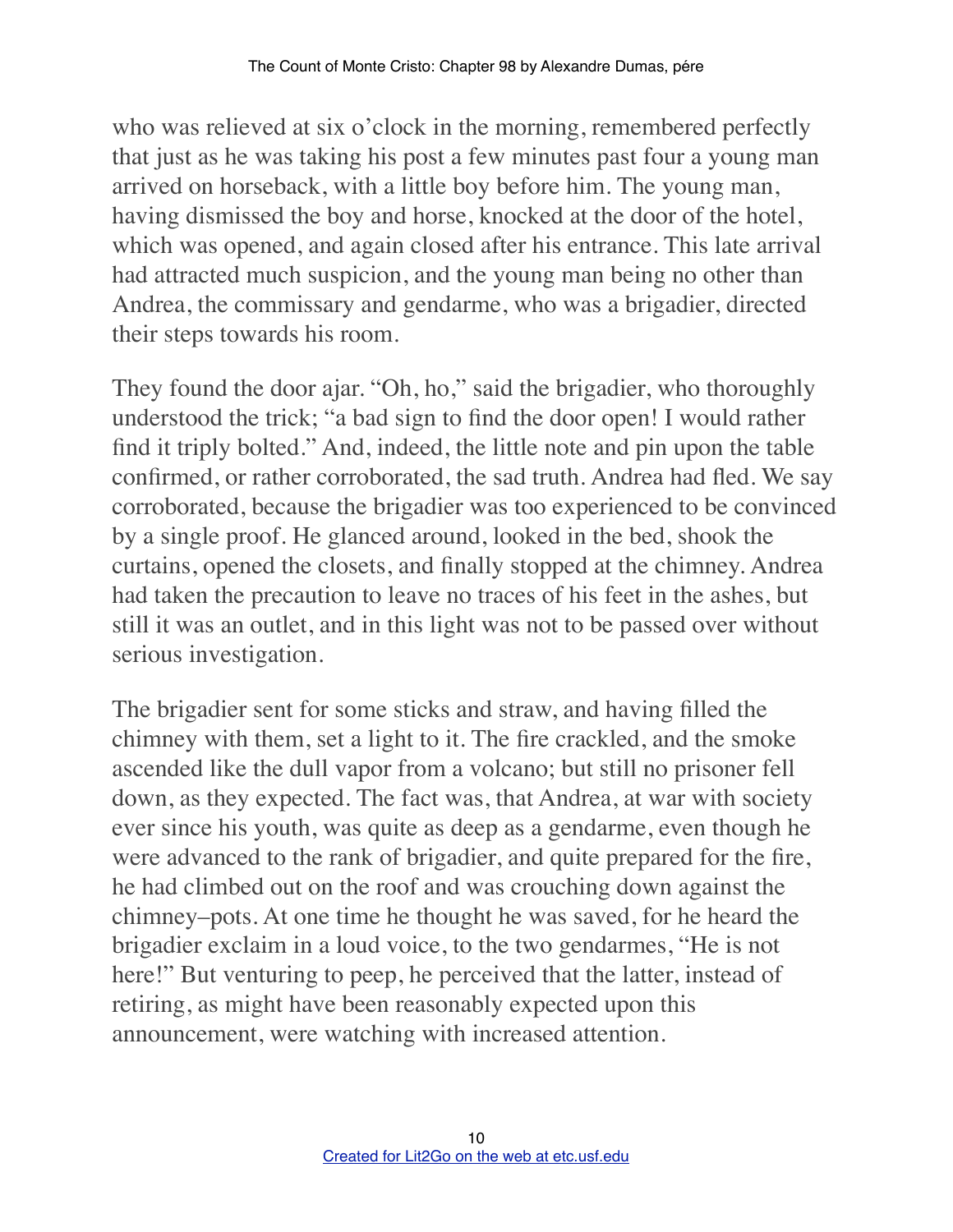who was relieved at six o'clock in the morning, remembered perfectly that just as he was taking his post a few minutes past four a young man arrived on horseback, with a little boy before him. The young man, having dismissed the boy and horse, knocked at the door of the hotel, which was opened, and again closed after his entrance. This late arrival had attracted much suspicion, and the young man being no other than Andrea, the commissary and gendarme, who was a brigadier, directed their steps towards his room.

They found the door ajar. "Oh, ho," said the brigadier, who thoroughly understood the trick; "a bad sign to find the door open! I would rather find it triply bolted." And, indeed, the little note and pin upon the table confirmed, or rather corroborated, the sad truth. Andrea had fled. We say corroborated, because the brigadier was too experienced to be convinced by a single proof. He glanced around, looked in the bed, shook the curtains, opened the closets, and finally stopped at the chimney. Andrea had taken the precaution to leave no traces of his feet in the ashes, but still it was an outlet, and in this light was not to be passed over without serious investigation.

The brigadier sent for some sticks and straw, and having filled the chimney with them, set a light to it. The fire crackled, and the smoke ascended like the dull vapor from a volcano; but still no prisoner fell down, as they expected. The fact was, that Andrea, at war with society ever since his youth, was quite as deep as a gendarme, even though he were advanced to the rank of brigadier, and quite prepared for the fire, he had climbed out on the roof and was crouching down against the chimney–pots. At one time he thought he was saved, for he heard the brigadier exclaim in a loud voice, to the two gendarmes, "He is not here!" But venturing to peep, he perceived that the latter, instead of retiring, as might have been reasonably expected upon this announcement, were watching with increased attention.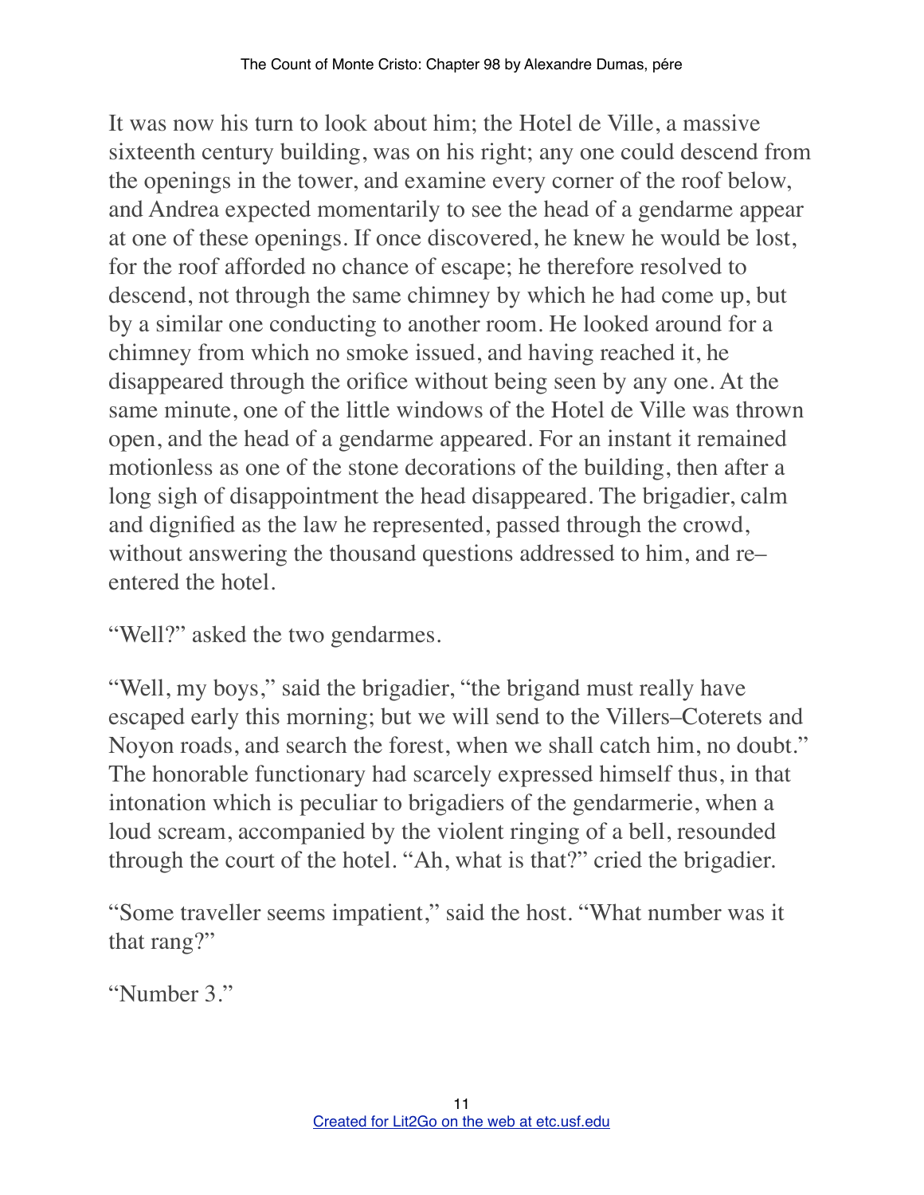It was now his turn to look about him; the Hotel de Ville, a massive sixteenth century building, was on his right; any one could descend from the openings in the tower, and examine every corner of the roof below, and Andrea expected momentarily to see the head of a gendarme appear at one of these openings. If once discovered, he knew he would be lost, for the roof afforded no chance of escape; he therefore resolved to descend, not through the same chimney by which he had come up, but by a similar one conducting to another room. He looked around for a chimney from which no smoke issued, and having reached it, he disappeared through the orifice without being seen by any one. At the same minute, one of the little windows of the Hotel de Ville was thrown open, and the head of a gendarme appeared. For an instant it remained motionless as one of the stone decorations of the building, then after a long sigh of disappointment the head disappeared. The brigadier, calm and dignified as the law he represented, passed through the crowd, without answering the thousand questions addressed to him, and re–entered the hotel.

"Well?" asked the two gendarmes.

"Well, my boys," said the brigadier, "the brigand must really have escaped early this morning; but we will send to the Villers–Coterets and Noyon roads, and search the forest, when we shall catch him, no doubt." The honorable functionary had scarcely expressed himself thus, in that intonation which is peculiar to brigadiers of the gendarmerie, when a loud scream, accompanied by the violent ringing of a bell, resounded through the court of the hotel. "Ah, what is that?" cried the brigadier.

"Some traveller seems impatient," said the host. "What number was it that rang?"

"Number 3."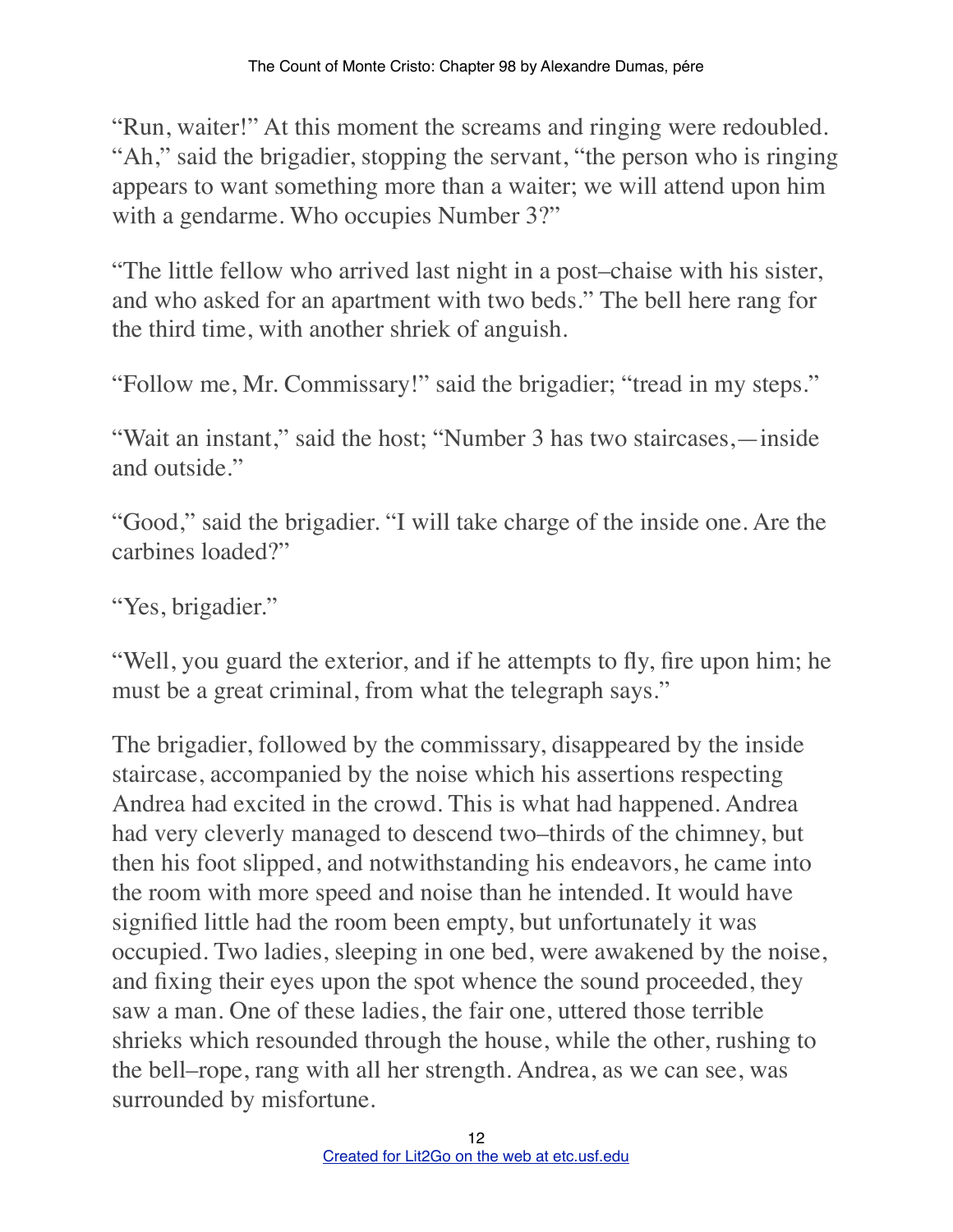"Run, waiter!" At this moment the screams and ringing were redoubled. "Ah," said the brigadier, stopping the servant, "the person who is ringing appears to want something more than a waiter; we will attend upon him with a gendarme. Who occupies Number 3?"

"The little fellow who arrived last night in a post–chaise with his sister, and who asked for an apartment with two beds." The bell here rang for the third time, with another shriek of anguish.

"Follow me, Mr. Commissary!" said the brigadier; "tread in my steps."

"Wait an instant," said the host; "Number 3 has two staircases,—inside and outside."

"Good," said the brigadier. "I will take charge of the inside one. Are the carbines loaded?"

"Yes, brigadier."

"Well, you guard the exterior, and if he attempts to fly, fire upon him; he must be a great criminal, from what the telegraph says."

The brigadier, followed by the commissary, disappeared by the inside staircase, accompanied by the noise which his assertions respecting Andrea had excited in the crowd. This is what had happened. Andrea had very cleverly managed to descend two–thirds of the chimney, but then his foot slipped, and notwithstanding his endeavors, he came into the room with more speed and noise than he intended. It would have signified little had the room been empty, but unfortunately it was occupied. Two ladies, sleeping in one bed, were awakened by the noise, and fixing their eyes upon the spot whence the sound proceeded, they saw a man. One of these ladies, the fair one, uttered those terrible shrieks which resounded through the house, while the other, rushing to the bell–rope, rang with all her strength. Andrea, as we can see, was surrounded by misfortune.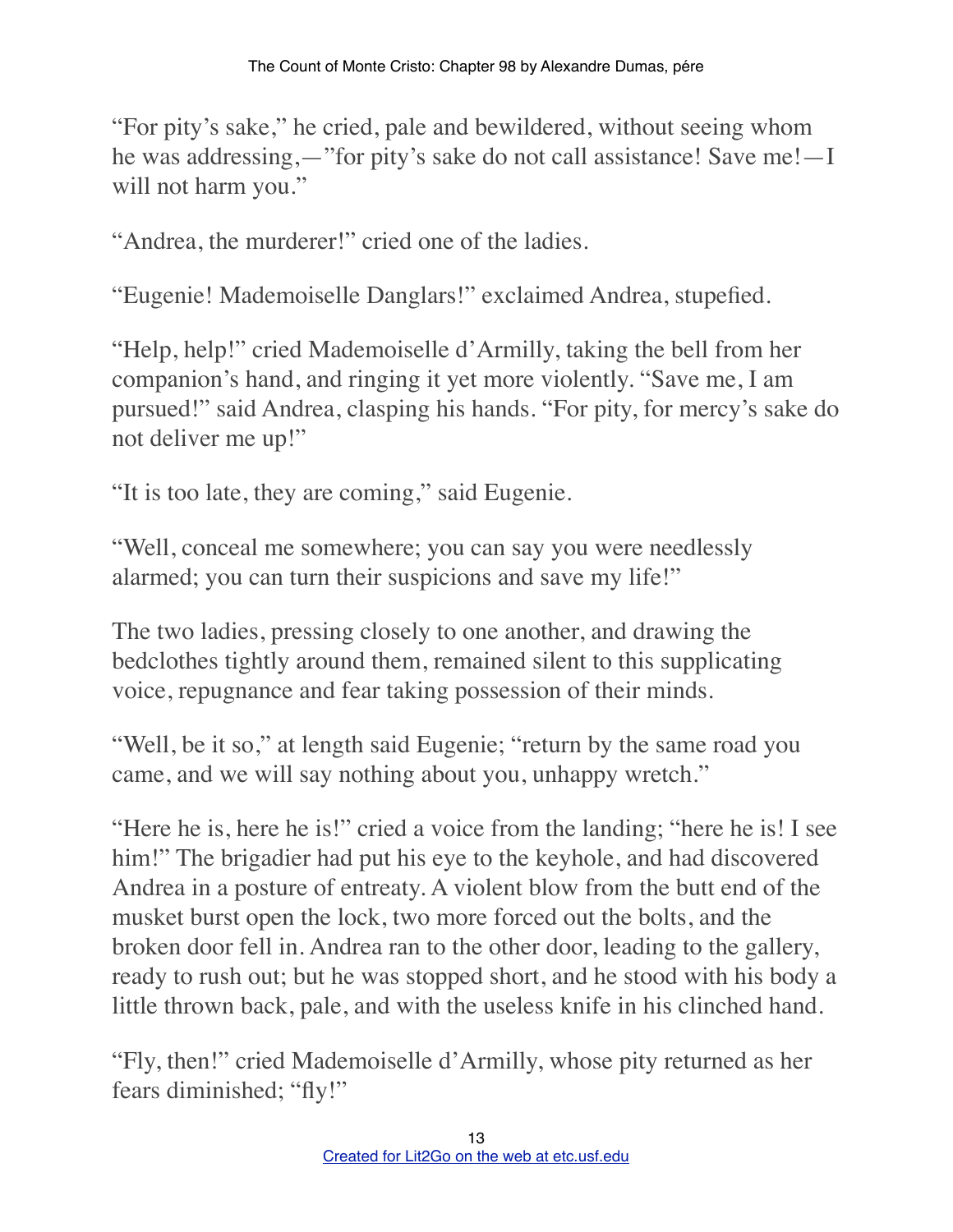"For pity's sake," he cried, pale and bewildered, without seeing whom he was addressing,—"for pity's sake do not call assistance! Save me!—I will not harm you."

"Andrea, the murderer!" cried one of the ladies.

"Eugenie! Mademoiselle Danglars!" exclaimed Andrea, stupefied.

"Help, help!" cried Mademoiselle d'Armilly, taking the bell from her companion's hand, and ringing it yet more violently. "Save me, I am pursued!" said Andrea, clasping his hands. "For pity, for mercy's sake do not deliver me up!"

"It is too late, they are coming," said Eugenie.

"Well, conceal me somewhere; you can say you were needlessly alarmed; you can turn their suspicions and save my life!"

The two ladies, pressing closely to one another, and drawing the bedclothes tightly around them, remained silent to this supplicating voice, repugnance and fear taking possession of their minds.

"Well, be it so," at length said Eugenie; "return by the same road you came, and we will say nothing about you, unhappy wretch."

"Here he is, here he is!" cried a voice from the landing; "here he is! I see him!" The brigadier had put his eye to the keyhole, and had discovered Andrea in a posture of entreaty. A violent blow from the butt end of the musket burst open the lock, two more forced out the bolts, and the broken door fell in. Andrea ran to the other door, leading to the gallery, ready to rush out; but he was stopped short, and he stood with his body a little thrown back, pale, and with the useless knife in his clinched hand.

"Fly, then!" cried Mademoiselle d'Armilly, whose pity returned as her fears diminished; "fly!"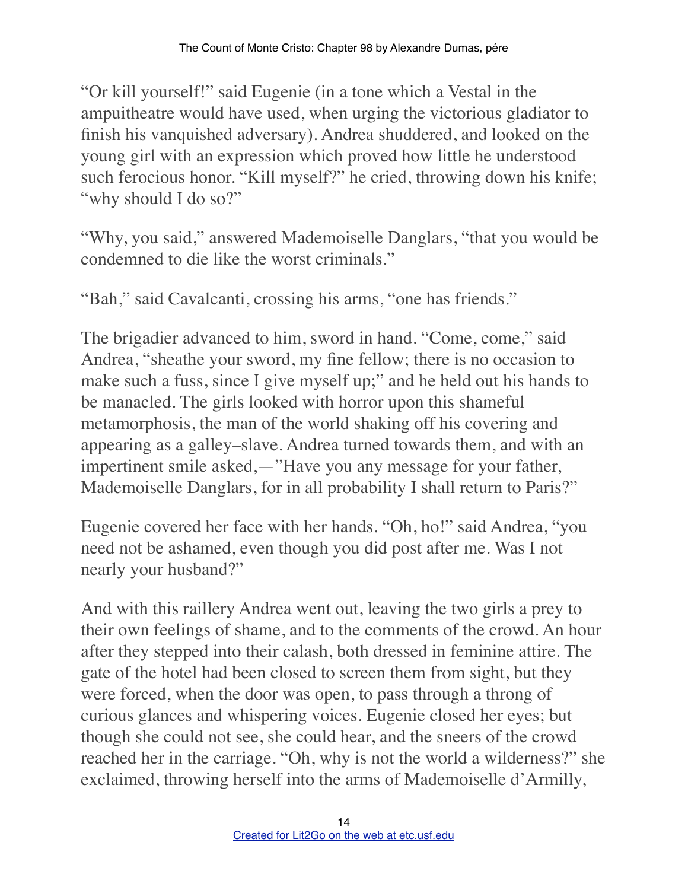"Or kill yourself!" said Eugenie (in a tone which a Vestal in the ampuitheatre would have used, when urging the victorious gladiator to finish his vanquished adversary). Andrea shuddered, and looked on the young girl with an expression which proved how little he understood such ferocious honor. "Kill myself?" he cried, throwing down his knife; "why should I do so?"

"Why, you said," answered Mademoiselle Danglars, "that you would be condemned to die like the worst criminals."

"Bah," said Cavalcanti, crossing his arms, "one has friends."

The brigadier advanced to him, sword in hand. "Come, come," said Andrea, "sheathe your sword, my fine fellow; there is no occasion to make such a fuss, since I give myself up;" and he held out his hands to be manacled. The girls looked with horror upon this shameful metamorphosis, the man of the world shaking off his covering and appearing as a galley–slave. Andrea turned towards them, and with an impertinent smile asked,—"Have you any message for your father, Mademoiselle Danglars, for in all probability I shall return to Paris?"

Eugenie covered her face with her hands. "Oh, ho!" said Andrea, "you need not be ashamed, even though you did post after me. Was I not nearly your husband?"

And with this raillery Andrea went out, leaving the two girls a prey to their own feelings of shame, and to the comments of the crowd. An hour after they stepped into their calash, both dressed in feminine attire. The gate of the hotel had been closed to screen them from sight, but they were forced, when the door was open, to pass through a throng of curious glances and whispering voices. Eugenie closed her eyes; but though she could not see, she could hear, and the sneers of the crowd reached her in the carriage. "Oh, why is not the world a wilderness?" she exclaimed, throwing herself into the arms of Mademoiselle d'Armilly,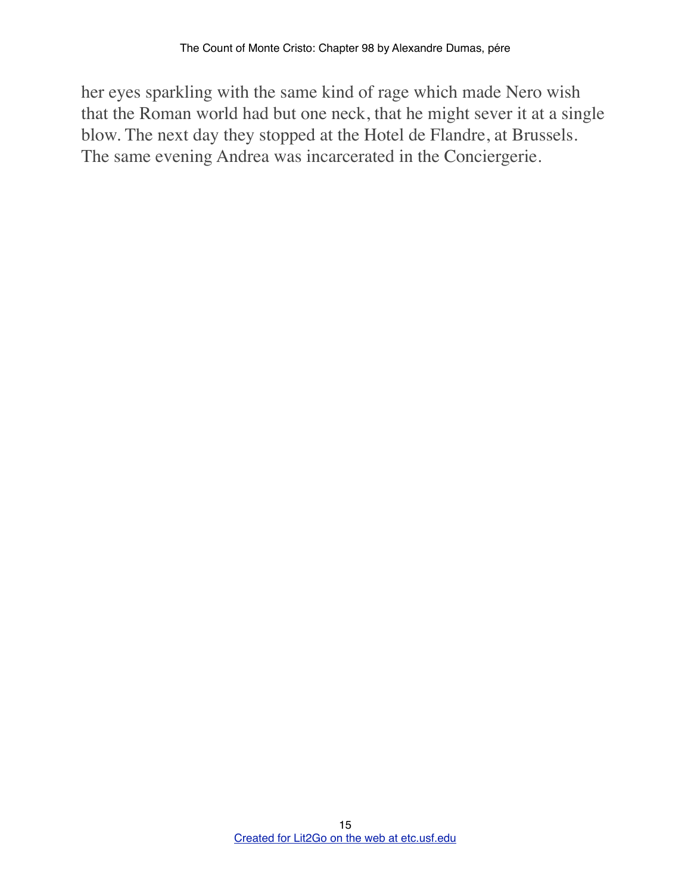her eyes sparkling with the same kind of rage which made Nero wish that the Roman world had but one neck, that he might sever it at a single blow. The next day they stopped at the Hotel de Flandre, at Brussels. The same evening Andrea was incarcerated in the Conciergerie.